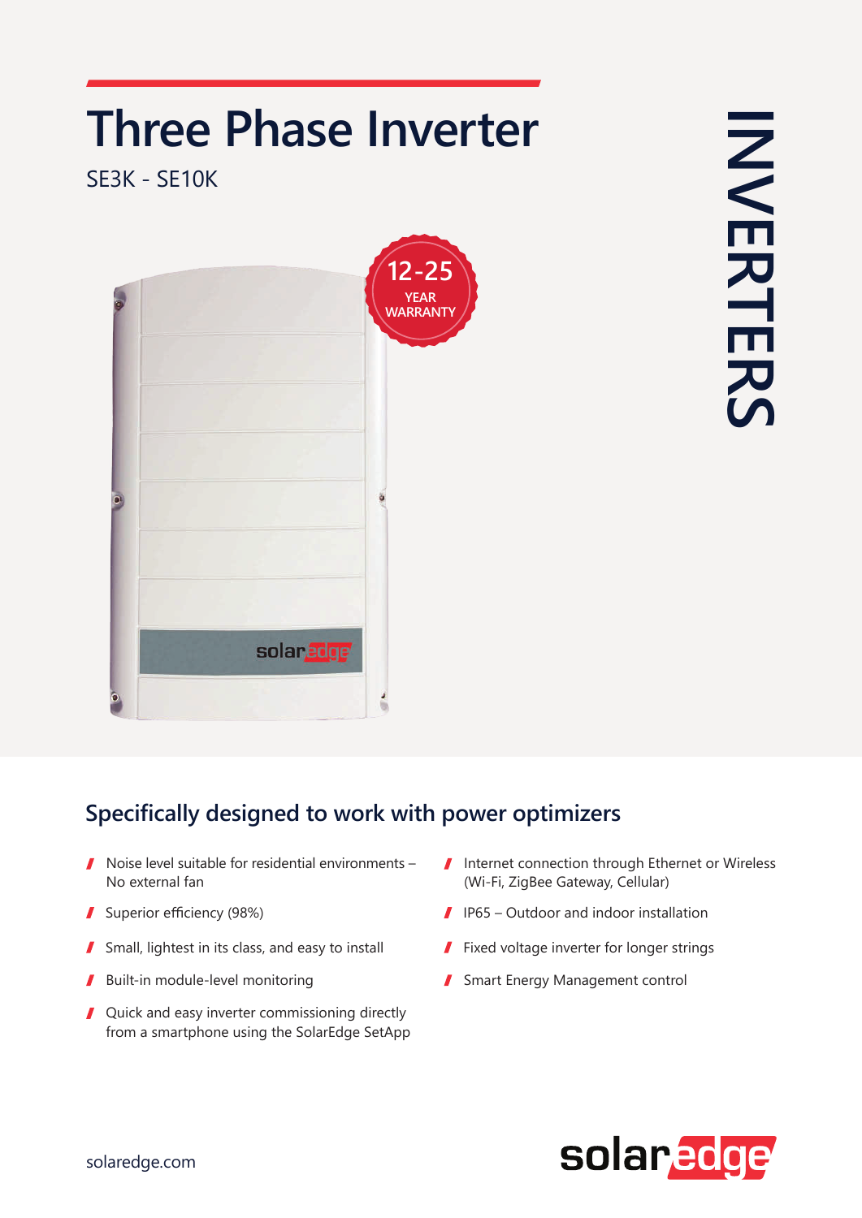# Three Phase Inverter

SE3K - SE10K

12-25 YEAR WARRANTY

INVERTERS

## Specifically designed to work with power optimizers

- Noise level suitable for residential environments – No external fan
- Superior efficiency (98%)
- Small, lightest in its class, and easy to install
- Built-in module-level monitoring
- Quick and easy inverter commissioning directly from a smartphone using the SolarEdge SetApp
- Internet connection through Ethernet or Wireless (Wi-Fi, ZigBee Gateway, Cellular)
- IP65 – Outdoor and indoor installation
- Fixed voltage inverter for longer strings
- Smart Energy Management control

solaredge.com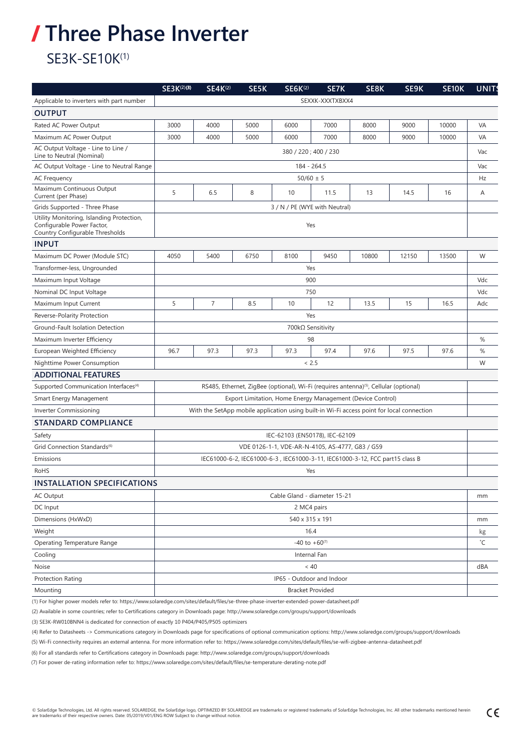# / Three Phase Inverter

## SE3K-SE10K[1]

| | SE3K[2][3] | SE4K[2] | SE5K | SE6K[2] | SE7K | SE8K | SE9K | SE10K | UNITS |
|---|---|---|---|---|---|---|---|---|---|
| Applicable to inverters with part number | SEXXK-XXXTXBXX4 | | | | | | | | |
| **OUTPUT** | | | | | | | | | |
| Rated AC Power Output | 3000 | 4000 | 5000 | 6000 | 7000 | 8000 | 9000 | 10000 | VA |
| Maximum AC Power Output | 3000 | 4000 | 5000 | 6000 | 7000 | 8000 | 9000 | 10000 | VA |
| AC Output Voltage - Line to Line / Line to Neutral (Nominal) | 380 / 220 ; 400 / 230 | | | | | | | | Vac |
| AC Output Voltage - Line to Neutral Range | 184 - 264.5 | | | | | | | | Vac |
| AC Frequency | 50/60 ± 5 | | | | | | | | Hz |
| Maximum Continuous Output Current (per Phase) | 5 | 6.5 | 8 | 10 | 11.5 | 13 | 14.5 | 16 | A |
| Grids Supported - Three Phase | 3 / N / PE (WYE with Neutral) | | | | | | | | |
| Utility Monitoring, Islanding Protection, Configurable Power Factor, Country Configurable Thresholds | Yes | | | | | | | | |
| **INPUT** | | | | | | | | | |
| Maximum DC Power (Module STC) | 4050 | 5400 | 6750 | 8100 | 9450 | 10800 | 12150 | 13500 | W |
| Transformer-less, Ungrounded | Yes | | | | | | | | |
| Maximum Input Voltage | 900 | | | | | | | | Vdc |
| Nominal DC Input Voltage | 750 | | | | | | | | Vdc |
| Maximum Input Current | 5 | 7 | 8.5 | 10 | 12 | 13.5 | 15 | 16.5 | Adc |
| Reverse-Polarity Protection | Yes | | | | | | | | |
| Ground-Fault Isolation Detection | 700kΩ Sensitivity | | | | | | | | |
| Maximum Inverter Efficiency | 98 | | | | | | | | % |
| European Weighted Efficiency | 96.7 | 97.3 | 97.3 | 97.3 | 97.4 | 97.6 | 97.5 | 97.6 | % |
| Nighttime Power Consumption | < 2.5 | | | | | | | | W |
| **ADDITIONAL FEATURES** | | | | | | | | | |
| Supported Communication Interfaces[4] | RS485, Ethernet, ZigBee (optional), Wi-Fi (requires antenna)[5], Cellular (optional) | | | | | | | | |
| Smart Energy Management | Export Limitation, Home Energy Management (Device Control) | | | | | | | | |
| Inverter Commissioning | With the SetApp mobile application using built-in Wi-Fi access point for local connection | | | | | | | | |
| **STANDARD COMPLIANCE** | | | | | | | | | |
| Safety | IEC-62103 (EN50178), IEC-62109 | | | | | | | | |
| Grid Connection Standards[6] | VDE 0126-1-1, VDE-AR-N-4105, AS-4777, G83 / G59 | | | | | | | | |
| Emissions | IEC61000-6-2, IEC61000-6-3 , IEC61000-3-11, IEC61000-3-12, FCC part15 class B | | | | | | | | |
| RoHS | Yes | | | | | | | | |
| **INSTALLATION SPECIFICATIONS** | | | | | | | | | |
| AC Output | Cable Gland - diameter 15-21 | | | | | | | | mm |
| DC Input | 2 MC4 pairs | | | | | | | | |
| Dimensions (HxWxD) | 540 x 315 x 191 | | | | | | | | mm |
| Weight | 16.4 | | | | | | | | kg |
| Operating Temperature Range | -40 to +60[7] | | | | | | | | ˚C |
| Cooling | Internal Fan | | | | | | | | |
| Noise | < 40 | | | | | | | | dBA |
| Protection Rating | IP65 - Outdoor and Indoor | | | | | | | | |
| Mounting | Bracket Provided | | | | | | | | |

(1) For higher power models refer to: https://www.solaredge.com/sites/default/files/se-three-phase-inverter-extended-power-datasheet.pdf

(2) Available in some countries; refer to Certifications category in Downloads page: http://www.solaredge.com/groups/support/downloads

(3) SE3K-RW010BNN4 is dedicated for connection of exactly 10 P404/P405/P505 optimizers

(4) Refer to Datasheets -> Communications category in Downloads page for specifications of optional communication options: http://www.solaredge.com/groups/support/downloads

(5) Wi-Fi connectivity requires an external antenna. For more information refer to: https://www.solaredge.com/sites/default/files/se-wifi-zigbee-antenna-datasheet.pdf

(6) For all standards refer to Certifications category in Downloads page: http://www.solaredge.com/groups/support/downloads

(7) For power de-rating information refer to: https://www.solaredge.com/sites/default/files/se-temperature-derating-note.pdf

© SolarEdge Technologies, Ltd. All rights reserved. SOLAREDGE, the SolarEdge logo, OPTIMIZED BY SOLAREDGE are trademarks or registered trademarks of SolarEdge Technologies, Inc. All other trademarks mentioned herein are trademarks of their respective owners. Date: 05/2019/V01/ENG ROW Subject to change without notice.

CE